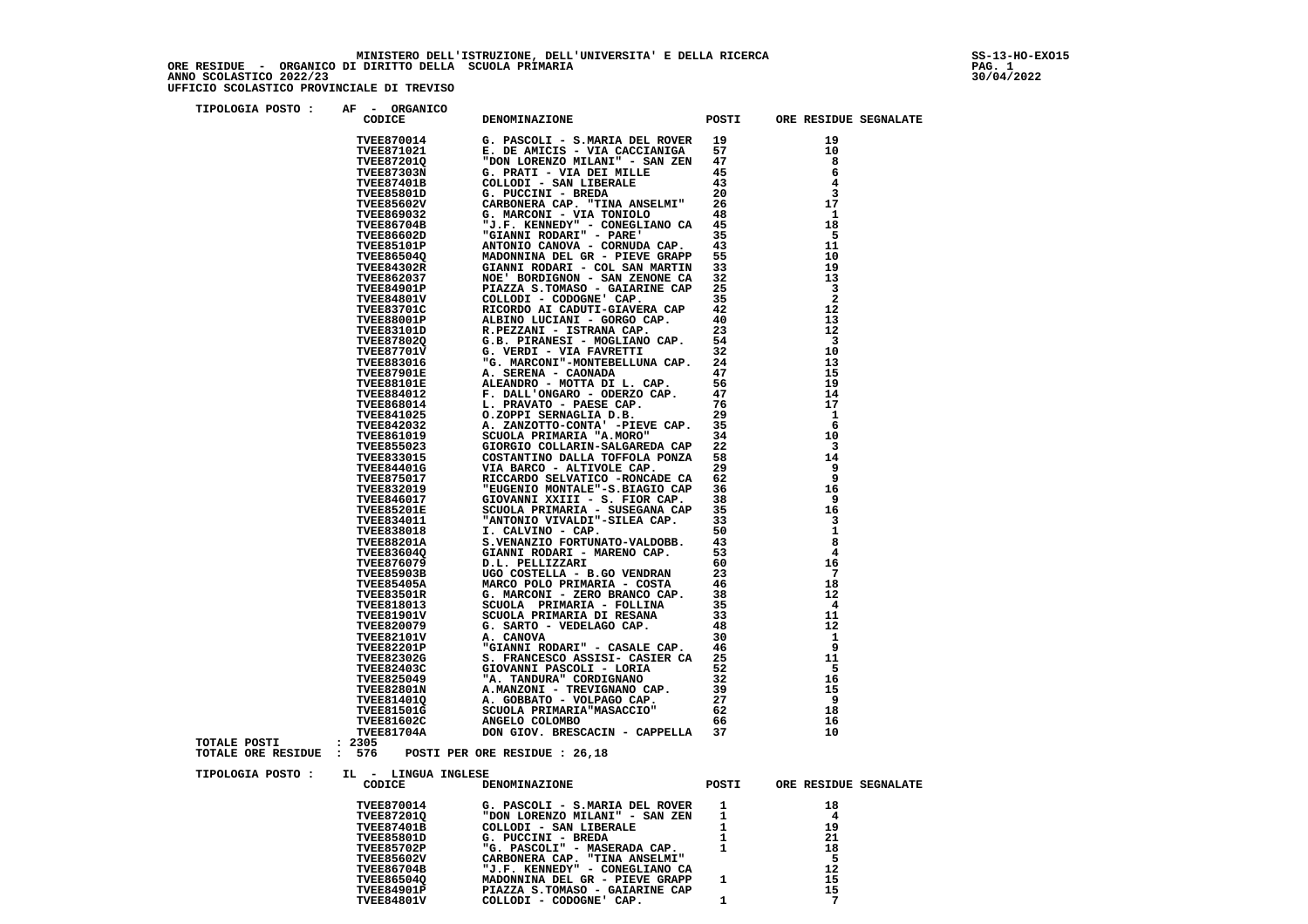MINISTERO DELL'ISTRUZIONE, DELL'UNIVERSITA' E DELLA RICERCA

ORE RESIDUE - ORGANICO DI DIRITTO DELLA SCUOLA PRIMARIA

ANNO SCOLASTICO 2022/23

UFFICIO SCOLASTICO PROVINCIALE DI TREVISO

SS-13-HO-EXO15

30/04/2022

TIPOLOGIA POSTO : AF - ORGANICO

| CODICE | DENOMINAZIONE | POSTI | ORE RESIDUE SEGNALATE |
|---|---|---|---|
| TVEE870014 | G. PASCOLI - S.MARIA DEL ROVER | 19 | 19 |
| TVEE871021 | E. DE AMICIS - VIA CACCIANIGA | 57 | 10 |
| TVEE87201Q | "DON LORENZO MILANI" - SAN ZEN | 47 | 8 |
| TVEE87303N | G. PRATI - VIA DEI MILLE | 45 | 6 |
| TVEE87401B | COLLODI - SAN LIBERALE | 43 | 4 |
| TVEE85801D | G. PUCCINI - BREDA | 20 | 3 |
| TVEE85602V | CARBONERA CAP. "TINA ANSELMI" | 26 | 17 |
| TVEE869032 | G. MARCONI - VIA TONIOLO | 48 | 1 |
| TVEE86704B | "J.F. KENNEDY" - CONEGLIANO CA | 45 | 18 |
| TVEE86602D | "GIANNI RODARI" - PARE' | 35 | 5 |
| TVEE85101P | ANTONIO CANOVA - CORNUDA CAP. | 43 | 11 |
| TVEE86504Q | MADONNINA DEL GR - PIEVE GRAPP | 55 | 10 |
| TVEE84302R | GIANNI RODARI - COL SAN MARTIN | 33 | 19 |
| TVEE862037 | NOE' BORDIGNON - SAN ZENONE CA | 32 | 13 |
| TVEE84901P | PIAZZA S.TOMASO - GAIARINE CAP | 25 | 3 |
| TVEE84801V | COLLODI - CODOGNE' CAP. | 35 | 2 |
| TVEE83701C | RICORDO AI CADUTI-GIAVERA CAP | 42 | 12 |
| TVEE88001P | ALBINO LUCIANI - GORGO CAP. | 40 | 13 |
| TVEE83101D | R.PEZZANI - ISTRANA CAP. | 23 | 12 |
| TVEE87802Q | G.B. PIRANESI - MOGLIANO CAP. | 54 | 3 |
| TVEE87701V | G. VERDI - VIA FAVRETTI | 32 | 10 |
| TVEE883016 | "G. MARCONI"-MONTEBELLUNA CAP. | 24 | 13 |
| TVEE87901E | A. SERENA - CAONADA | 47 | 15 |
| TVEE88101E | ALEANDRO - MOTTA DI L. CAP. | 56 | 19 |
| TVEE884012 | F. DALL'ONGARO - ODERZO CAP. | 47 | 14 |
| TVEE868014 | L. PRAVATO - PAESE CAP. | 76 | 17 |
| TVEE841025 | O.ZOPPI SERNAGLIA D.B. | 29 | 1 |
| TVEE842032 | A. ZANZOTTO-CONTA' -PIEVE CAP. | 35 | 6 |
| TVEE861019 | SCUOLA PRIMARIA "A.MORO" | 34 | 10 |
| TVEE855023 | GIORGIO COLLARIN-SALGAREDA CAP | 22 | 3 |
| TVEE833015 | COSTANTINO DALLA TOFFOLA PONZA | 58 | 14 |
| TVEE84401G | VIA BARCO - ALTIVOLE CAP. | 29 | 9 |
| TVEE875017 | RICCARDO SELVATICO -RONCADE CA | 62 | 9 |
| TVEE832019 | "EUGENIO MONTALE"-S.BIAGIO CAP | 36 | 16 |
| TVEE846017 | GIOVANNI XXIII - S. FIOR CAP. | 38 | 9 |
| TVEE85201E | SCUOLA PRIMARIA - SUSEGANA CAP | 35 | 16 |
| TVEE834011 | "ANTONIO VIVALDI"-SILEA CAP. | 33 | 3 |
| TVEE838018 | I. CALVINO - CAP. | 50 | 1 |
| TVEE88201A | S.VENANZIO FORTUNATO-VALDOBB. | 43 | 8 |
| TVEE83604Q | GIANNI RODARI - MARENO CAP. | 53 | 4 |
| TVEE876079 | D.L. PELLIZZARI | 60 | 16 |
| TVEE85903B | UGO COSTELLA - B.GO VENDRAN | 23 | 7 |
| TVEE85405A | MARCO POLO PRIMARIA - COSTA | 46 | 18 |
| TVEE83501R | G. MARCONI - ZERO BRANCO CAP. | 38 | 12 |
| TVEE818013 | SCUOLA PRIMARIA - FOLLINA | 35 | 4 |
| TVEE81901V | SCUOLA PRIMARIA DI RESANA | 33 | 11 |
| TVEE820079 | G. SARTO - VEDELAGO CAP. | 48 | 12 |
| TVEE82101V | A. CANOVA | 30 | 1 |
| TVEE82201P | "GIANNI RODARI" - CASALE CAP. | 46 | 9 |
| TVEE82302G | S. FRANCESCO ASSISI- CASIER CA | 25 | 11 |
| TVEE82403C | GIOVANNI PASCOLI - LORIA | 52 | 5 |
| TVEE825049 | "A. TANDURA" CORDIGNANO | 32 | 16 |
| TVEE82801N | A.MANZONI - TREVIGNANO CAP. | 39 | 15 |
| TVEE81401Q | A. GOBBATO - VOLPAGO CAP. | 27 | 9 |
| TVEE81501G | SCUOLA PRIMARIA"MASACCIO" | 62 | 18 |
| TVEE81602C | ANGELO COLOMBO | 66 | 16 |
| TVEE81704A | DON GIOV. BRESCACIN - CAPPELLA | 37 | 10 |

TOTALE POSTI : 2305

TOTALE ORE RESIDUE : 576 POSTI PER ORE RESIDUE : 26,18

TIPOLOGIA POSTO : IL - LINGUA INGLESE

| CODICE | DENOMINAZIONE | POSTI | ORE RESIDUE SEGNALATE |
|---|---|---|---|
| TVEE870014 | G. PASCOLI - S.MARIA DEL ROVER | 1 | 18 |
| TVEE87201Q | "DON LORENZO MILANI" - SAN ZEN | 1 | 4 |
| TVEE87401B | COLLODI - SAN LIBERALE | 1 | 19 |
| TVEE85801D | G. PUCCINI - BREDA | 1 | 21 |
| TVEE85702P | "G. PASCOLI" - MASERADA CAP. | 1 | 18 |
| TVEE85602V | CARBONERA CAP. "TINA ANSELMI" | | 5 |
| TVEE86704B | "J.F. KENNEDY" - CONEGLIANO CA | | 12 |
| TVEE86504Q | MADONNINA DEL GR - PIEVE GRAPP | 1 | 15 |
| TVEE84901P | PIAZZA S.TOMASO - GAIARINE CAP | | 15 |
| TVEE84801V | COLLODI - CODOGNE' CAP. | 1 | 7 |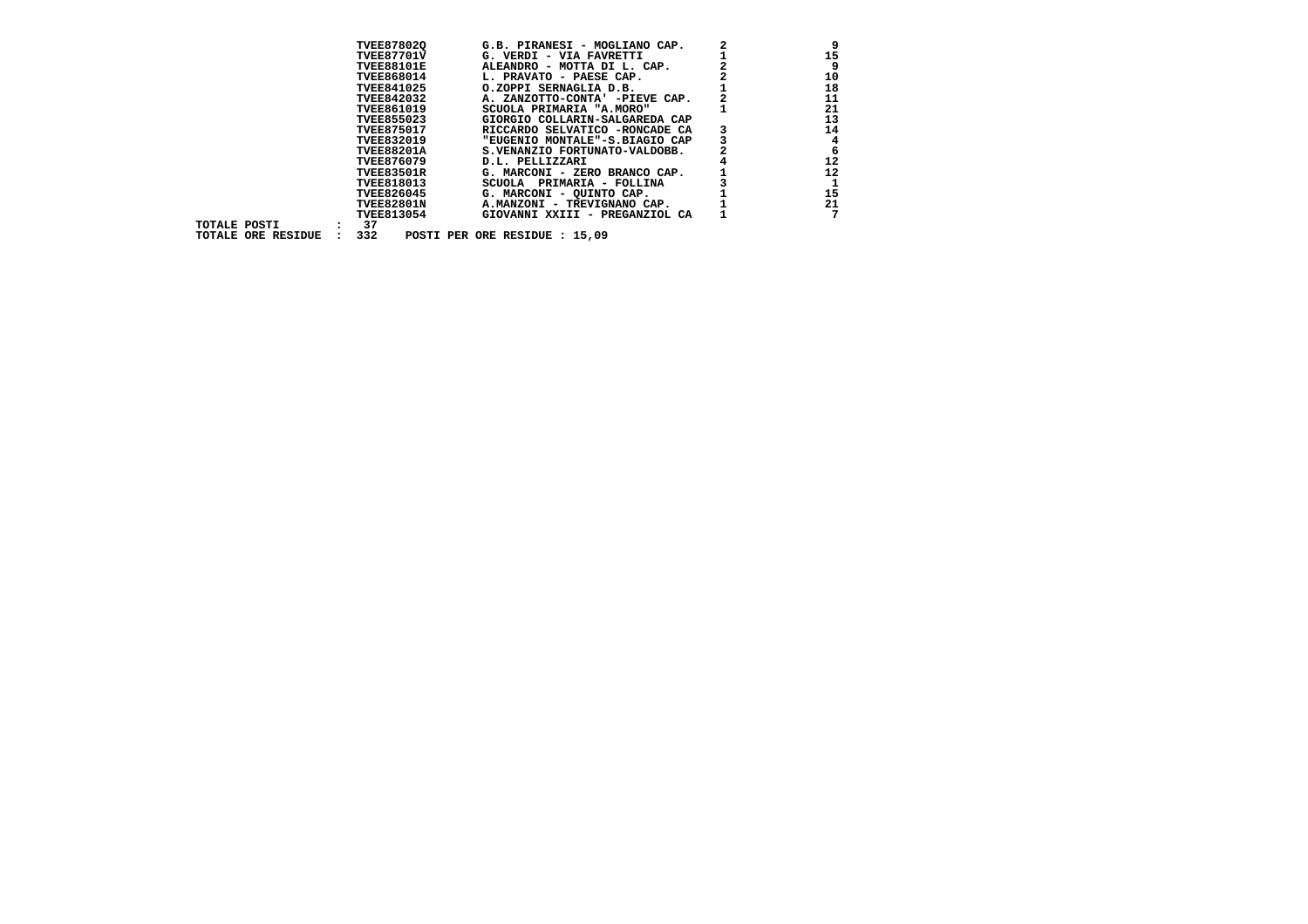| | | | | |
|---|---|---|---|---|
| | TVEE87802Q | G.B. PIRANESI - MOGLIANO CAP. | 2 | 9 |
| | TVEE87701V | G. VERDI - VIA FAVRETTI | 1 | 15 |
| | TVEE88101E | ALEANDRO - MOTTA DI L. CAP. | 2 | 9 |
| | TVEE868014 | L. PRAVATO - PAESE CAP. | 2 | 10 |
| | TVEE841025 | O.ZOPPI SERNAGLIA D.B. | 1 | 18 |
| | TVEE842032 | A. ZANZOTTO-CONTA' -PIEVE CAP. | 2 | 11 |
| | TVEE861019 | SCUOLA PRIMARIA "A.MORO" | 1 | 21 |
| | TVEE855023 | GIORGIO COLLARIN-SALGAREDA CAP | | 13 |
| | TVEE875017 | RICCARDO SELVATICO -RONCADE CA | 3 | 14 |
| | TVEE832019 | "EUGENIO MONTALE"-S.BIAGIO CAP | 3 | 4 |
| | TVEE88201A | S.VENANZIO FORTUNATO-VALDOBB. | 2 | 6 |
| | TVEE876079 | D.L. PELLIZZARI | 4 | 12 |
| | TVEE83501R | G. MARCONI - ZERO BRANCO CAP. | 1 | 12 |
| | TVEE818013 | SCUOLA PRIMARIA - FOLLINA | 3 | 1 |
| | TVEE826045 | G. MARCONI - QUINTO CAP. | 1 | 15 |
| | TVEE82801N | A.MANZONI - TREVIGNANO CAP. | 1 | 21 |
| | TVEE813054 | GIOVANNI XXIII - PREGANZIOL CA | 1 | 7 |

TOTALE POSTI : 37

TOTALE ORE RESIDUE : 332 POSTI PER ORE RESIDUE : 15,09